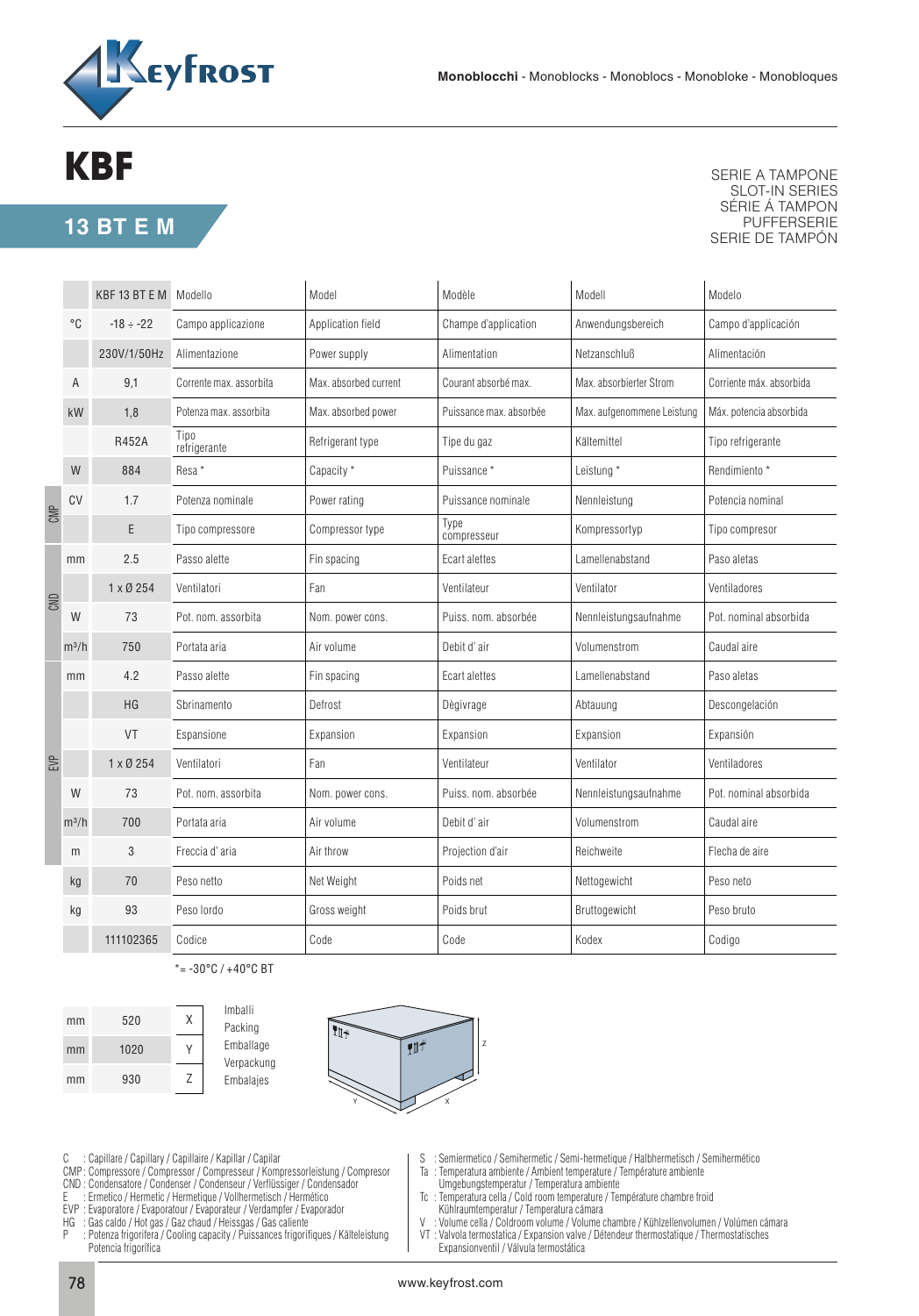KEYFROST

**Monoblocchi** - Monoblocks - Monoblocs - Monobloke - Monobloques

# KBF

## 13 BT E M

SERIE A TAMPONE
SLOT-IN SERIES
SÉRIE Á TAMPON
PUFFERSERIE
SERIE DE TAMPÓN

| | | KBF 13 BT E M | Modello | Model | Modèle | Modell | Modelo |
|---|---|---|---|---|---|---|---|
| | °C | -18 ÷ -22 | Campo applicazione | Application field | Champe d'application | Anwendungsbereich | Campo d'applicación |
| | | 230V/1/50Hz | Alimentazione | Power supply | Alimentazione | Netzanschluß | Alimentación |
| | A | 9,1 | Corrente max. assorbita | Max. absorbed current | Courant absorbé max. | Max. absorbierter Strom | Corriente máx. absorbida |
| | kW | 1,8 | Potenza max. assorbita | Max. absorbed power | Puissance max. absorbée | Max. aufgenommene Leistung | Máx. potencia absorbida |
| | | R452A | Tipo refrigerante | Refrigerant type | Tipe du gaz | Kältemittel | Tipo refrigerante |
| | W | 884 | Resa * | Capacity * | Puissance * | Leistung * | Rendimiento * |
| CMP | CV | 1.7 | Potenza nominale | Power rating | Puissance nominale | Nennleistung | Potencia nominal |
| CMP | | E | Tipo compressore | Compressor type | Type compresseur | Kompressortyp | Tipo compresor |
| CND | mm | 2.5 | Passo alette | Fin spacing | Ecart alettes | Lamellenabstand | Paso aletas |
| CND | | 1 x Ø 254 | Ventilatori | Fan | Ventilateur | Ventilator | Ventiladores |
| CND | W | 73 | Pot. nom. assorbita | Nom. power cons. | Puiss. nom. absorbée | Nennleistungsaufnahme | Pot. nominal absorbida |
| CND | m³/h | 750 | Portata aria | Air volume | Debit d' air | Volumenstrom | Caudal aire |
| EVP | mm | 4.2 | Passo alette | Fin spacing | Ecart alettes | Lamellenabstand | Paso aletas |
| EVP | | HG | Sbrinamento | Defrost | Dègivrage | Abtauung | Descongelación |
| EVP | | VT | Espansione | Expansion | Expansion | Expansion | Expansión |
| EVP | | 1 x Ø 254 | Ventilatori | Fan | Ventilateur | Ventilator | Ventiladores |
| EVP | W | 73 | Pot. nom. assorbita | Nom. power cons. | Puiss. nom. absorbée | Nennleistungsaufnahme | Pot. nominal absorbida |
| EVP | m³/h | 700 | Portata aria | Air volume | Debit d' air | Volumenstrom | Caudal aire |
| EVP | m | 3 | Freccia d' aria | Air throw | Projection d'air | Reichweite | Flecha de aire |
| | kg | 70 | Peso netto | Net Weight | Poids net | Nettogewicht | Peso neto |
| | kg | 93 | Peso lordo | Gross weight | Poids brut | Bruttogewicht | Peso bruto |
| | | 111102365 | Codice | Code | Code | Kodex | Codigo |

*= -30°C / +40°C BT

| | | | |
|---|---|---|---|
| mm | 520 | X | Imballi / Packing / Emballage / Verpackung / Embalajes |
| mm | 1020 | Y | |
| mm | 930 | Z | |

C : Capillare / Capillary / Capillaire / Kapillar / Capilar
CMP: Compressore / Compressor / Compresseur / Kompressorleistung / Compresor
CND : Condensatore / Condenser / Condenseur / Verflüssiger / Condensador
E : Ermetico / Hermetic / Hermetique / Vollhermetisch / Hermético
EVP : Evaporatore / Evaporator / Evaporateur / Verdampfer / Evaporador
HG : Gas caldo / Hot gas / Gaz chaud / Heissgas / Gas caliente
P : Potenza frigorifera / Cooling capacity / Puissances frigorifiques / Kälteleistung Potencia frigorífica

S : Semiermetico / Semihermetic / Semi-hermetique / Halbhermetisch / Semihermético
Ta : Temperatura ambiente / Ambient temperature / Température ambiente Umgebungstemperatur / Temperatura ambiente
Tc : Temperatura cella / Cold room temperature / Température chambre froid Kühlraumtemperatur / Temperatura cámara
V : Volume cella / Coldroom volume / Volume chambre / Kühlzellenvolumen / Volúmen cámara
VT : Valvola termostatica / Expansion valve / Détendeur thermostatique / Thermostatisches Expansionventil / Válvula termostática

www.keyfrost.com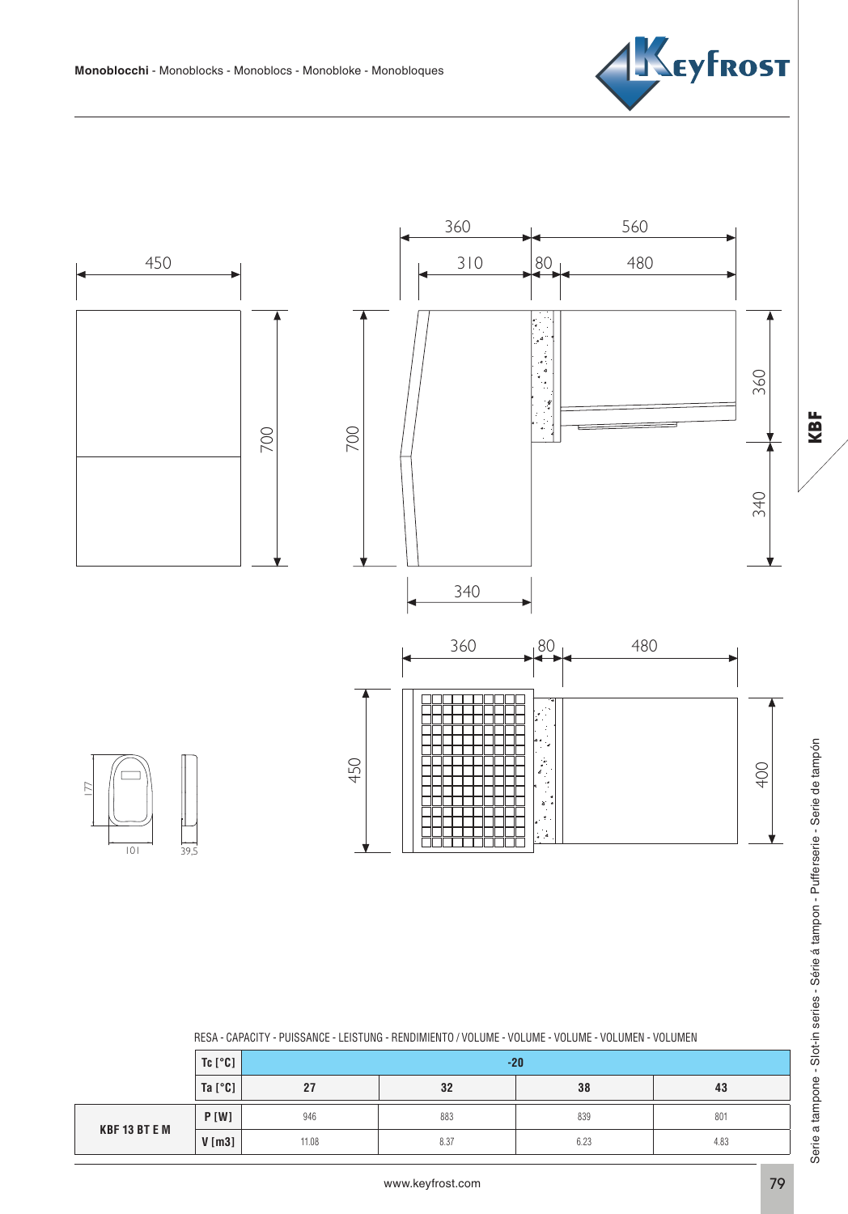**Monoblocchi** - Monoblocks - Monoblocs - Monobloke - Monobloques

450

700

360

560

310

80

480

700

360

340

340

360

80

480

450

400

177

101

39,5

RESA - CAPACITY - PUISSANCE - LEISTUNG - RENDIMIENTO / VOLUME - VOLUME - VOLUME - VOLUMEN - VOLUMEN

| | | | | | |
|---|---|---|---|---|---|
| | Tc [°C] | -20 | | | |
| | Ta [°C] | 27 | 32 | 38 | 43 |
| KBF 13 BT E M | P [W] | 946 | 883 | 839 | 801 |
| | V [m3] | 11.08 | 8.37 | 6.23 | 4.83 |

www.keyfrost.com

KBF

Serie a tampone - Slot-in series - Série á tampon - Pufferserie - Serie de tampón